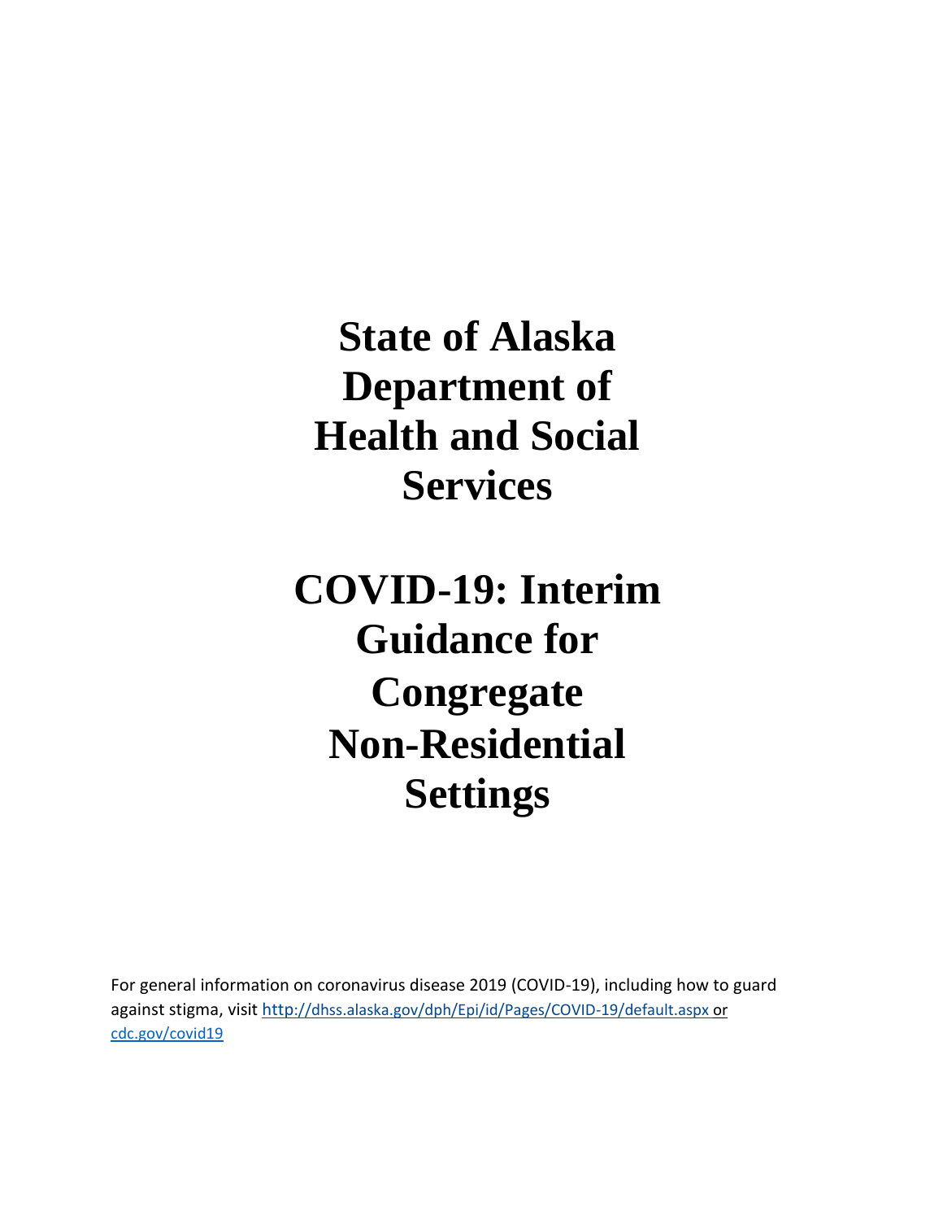# State of Alaska Department of Health and Social Services

# COVID-19: Interim Guidance for Congregate Non-Residential Settings

For general information on coronavirus disease 2019 (COVID-19), including how to guard against stigma, visit http://dhss.alaska.gov/dph/Epi/id/Pages/COVID-19/default.aspx or cdc.gov/covid19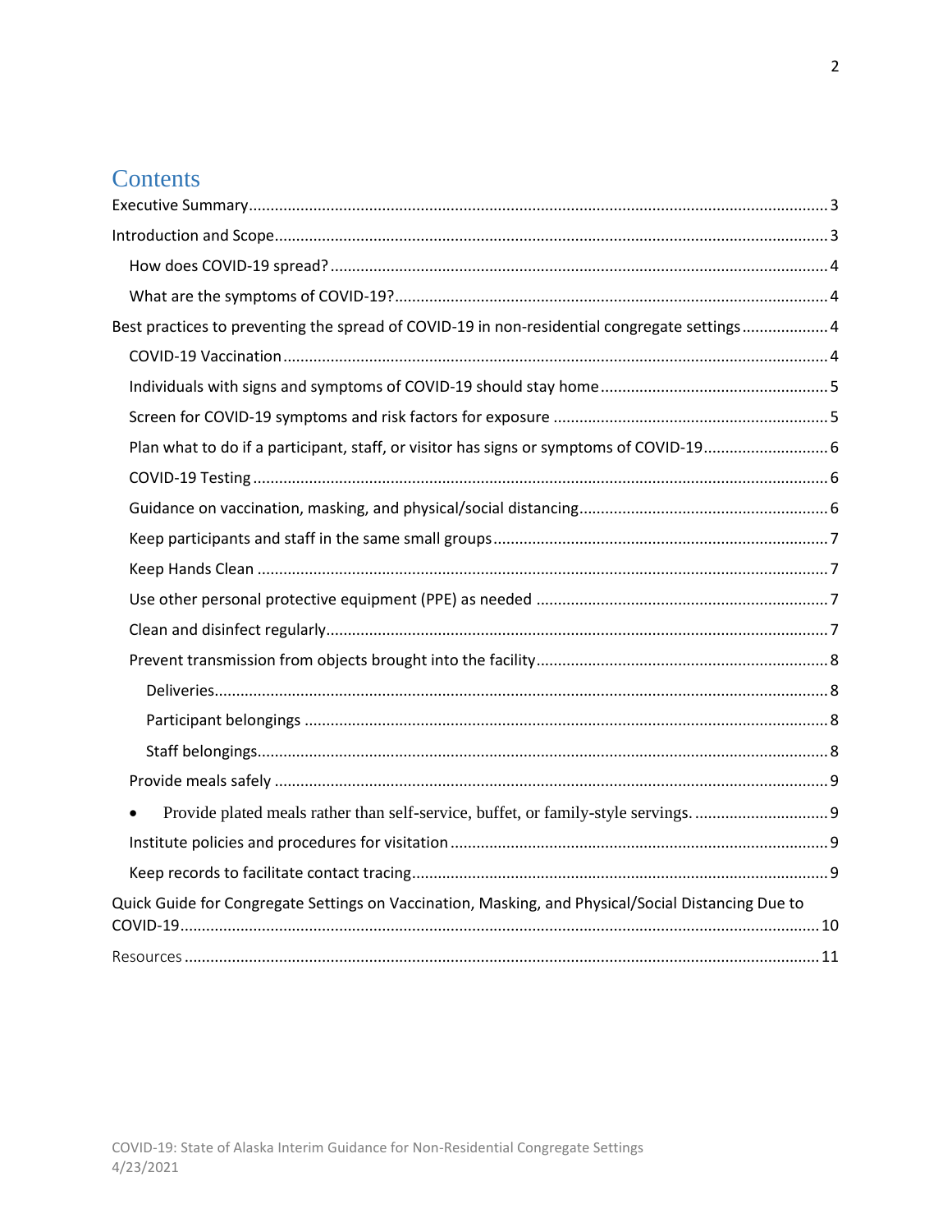# Contents

Executive Summary ..... 3

Introduction and Scope ..... 3

- How does COVID-19 spread? ..... 4
- What are the symptoms of COVID-19? ..... 4

Best practices to preventing the spread of COVID-19 in non-residential congregate settings ..... 4

- COVID-19 Vaccination ..... 4
- Individuals with signs and symptoms of COVID-19 should stay home ..... 5
- Screen for COVID-19 symptoms and risk factors for exposure ..... 5
- Plan what to do if a participant, staff, or visitor has signs or symptoms of COVID-19 ..... 6
- COVID-19 Testing ..... 6
- Guidance on vaccination, masking, and physical/social distancing ..... 6
- Keep participants and staff in the same small groups ..... 7
- Keep Hands Clean ..... 7
- Use other personal protective equipment (PPE) as needed ..... 7
- Clean and disinfect regularly ..... 7
- Prevent transmission from objects brought into the facility ..... 8
  - Deliveries ..... 8
  - Participant belongings ..... 8
  - Staff belongings ..... 8
- Provide meals safely ..... 9
- • Provide plated meals rather than self-service, buffet, or family-style servings. ..... 9
- Institute policies and procedures for visitation ..... 9
- Keep records to facilitate contact tracing ..... 9

Quick Guide for Congregate Settings on Vaccination, Masking, and Physical/Social Distancing Due to COVID-19 ..... 10

Resources ..... 11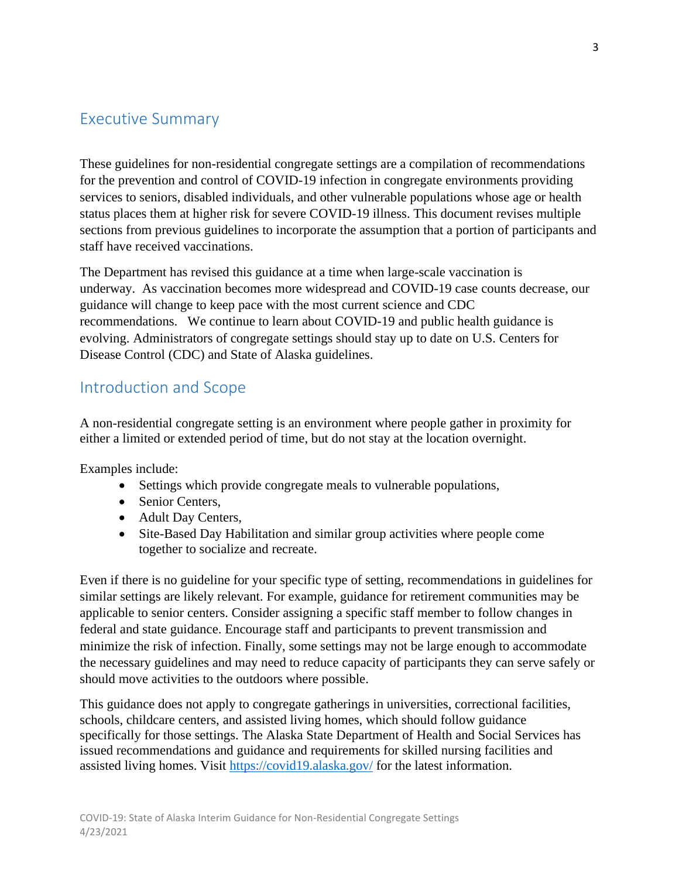## Executive Summary

These guidelines for non-residential congregate settings are a compilation of recommendations for the prevention and control of COVID-19 infection in congregate environments providing services to seniors, disabled individuals, and other vulnerable populations whose age or health status places them at higher risk for severe COVID-19 illness. This document revises multiple sections from previous guidelines to incorporate the assumption that a portion of participants and staff have received vaccinations.

The Department has revised this guidance at a time when large-scale vaccination is underway. As vaccination becomes more widespread and COVID-19 case counts decrease, our guidance will change to keep pace with the most current science and CDC recommendations. We continue to learn about COVID-19 and public health guidance is evolving. Administrators of congregate settings should stay up to date on U.S. Centers for Disease Control (CDC) and State of Alaska guidelines.

## Introduction and Scope

A non-residential congregate setting is an environment where people gather in proximity for either a limited or extended period of time, but do not stay at the location overnight.

Examples include:

- Settings which provide congregate meals to vulnerable populations,
- Senior Centers,
- Adult Day Centers,
- Site-Based Day Habilitation and similar group activities where people come together to socialize and recreate.

Even if there is no guideline for your specific type of setting, recommendations in guidelines for similar settings are likely relevant. For example, guidance for retirement communities may be applicable to senior centers. Consider assigning a specific staff member to follow changes in federal and state guidance. Encourage staff and participants to prevent transmission and minimize the risk of infection. Finally, some settings may not be large enough to accommodate the necessary guidelines and may need to reduce capacity of participants they can serve safely or should move activities to the outdoors where possible.

This guidance does not apply to congregate gatherings in universities, correctional facilities, schools, childcare centers, and assisted living homes, which should follow guidance specifically for those settings. The Alaska State Department of Health and Social Services has issued recommendations and guidance and requirements for skilled nursing facilities and assisted living homes. Visit https://covid19.alaska.gov/ for the latest information.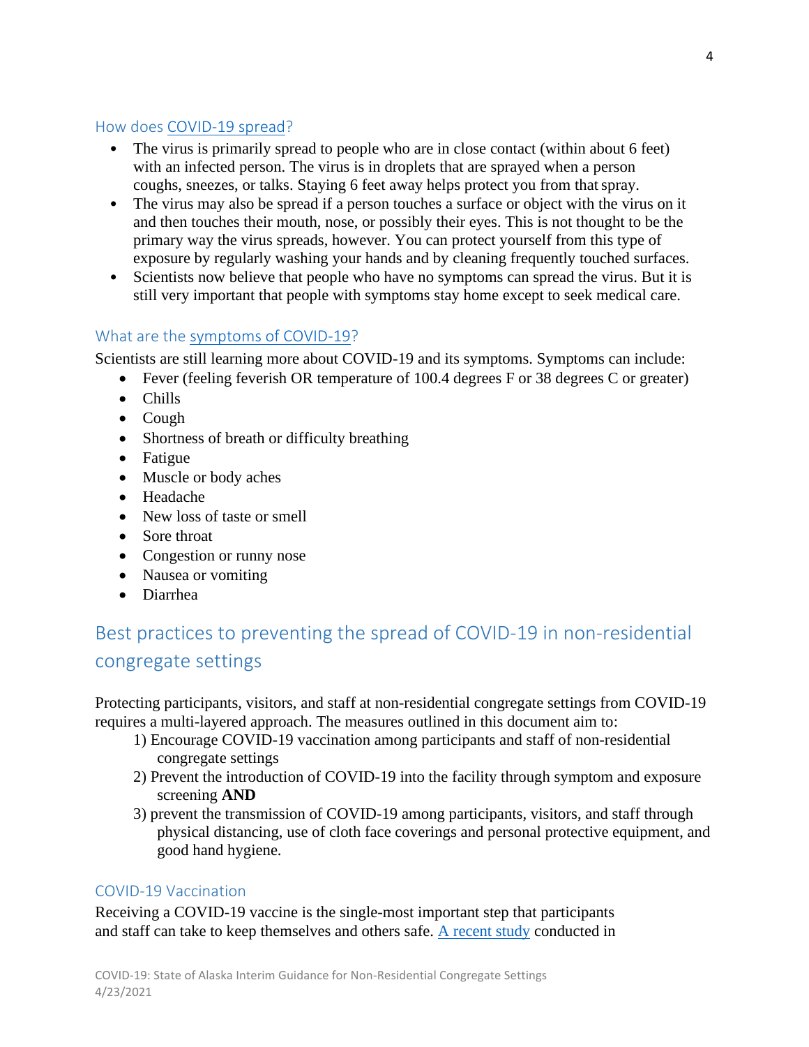### How does COVID-19 spread?

- The virus is primarily spread to people who are in close contact (within about 6 feet) with an infected person. The virus is in droplets that are sprayed when a person coughs, sneezes, or talks. Staying 6 feet away helps protect you from that spray.
- The virus may also be spread if a person touches a surface or object with the virus on it and then touches their mouth, nose, or possibly their eyes. This is not thought to be the primary way the virus spreads, however. You can protect yourself from this type of exposure by regularly washing your hands and by cleaning frequently touched surfaces.
- Scientists now believe that people who have no symptoms can spread the virus. But it is still very important that people with symptoms stay home except to seek medical care.

### What are the symptoms of COVID-19?

Scientists are still learning more about COVID-19 and its symptoms. Symptoms can include:

- Fever (feeling feverish OR temperature of 100.4 degrees F or 38 degrees C or greater)
- Chills
- Cough
- Shortness of breath or difficulty breathing
- Fatigue
- Muscle or body aches
- Headache
- New loss of taste or smell
- Sore throat
- Congestion or runny nose
- Nausea or vomiting
- Diarrhea

## Best practices to preventing the spread of COVID-19 in non-residential congregate settings

Protecting participants, visitors, and staff at non-residential congregate settings from COVID-19 requires a multi-layered approach. The measures outlined in this document aim to:

1) Encourage COVID-19 vaccination among participants and staff of non-residential congregate settings
2) Prevent the introduction of COVID-19 into the facility through symptom and exposure screening **AND**
3) prevent the transmission of COVID-19 among participants, visitors, and staff through physical distancing, use of cloth face coverings and personal protective equipment, and good hand hygiene.

### COVID-19 Vaccination

Receiving a COVID-19 vaccine is the single-most important step that participants and staff can take to keep themselves and others safe. A recent study conducted in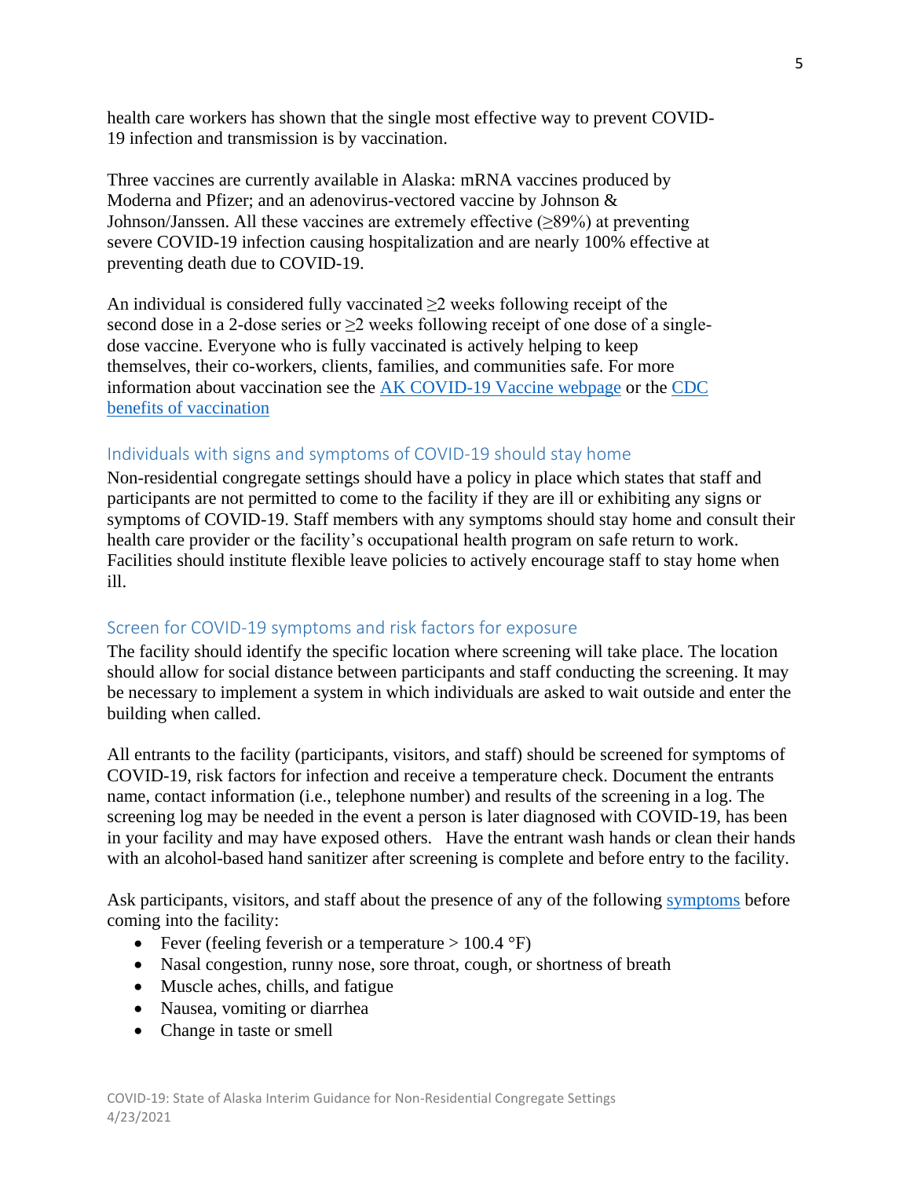health care workers has shown that the single most effective way to prevent COVID-19 infection and transmission is by vaccination.

Three vaccines are currently available in Alaska: mRNA vaccines produced by Moderna and Pfizer; and an adenovirus-vectored vaccine by Johnson & Johnson/Janssen. All these vaccines are extremely effective (≥89%) at preventing severe COVID-19 infection causing hospitalization and are nearly 100% effective at preventing death due to COVID-19.

An individual is considered fully vaccinated ≥2 weeks following receipt of the second dose in a 2-dose series or ≥2 weeks following receipt of one dose of a single-dose vaccine. Everyone who is fully vaccinated is actively helping to keep themselves, their co-workers, clients, families, and communities safe. For more information about vaccination see the [AK COVID-19 Vaccine webpage] or the [CDC benefits of vaccination]

## Individuals with signs and symptoms of COVID-19 should stay home

Non-residential congregate settings should have a policy in place which states that staff and participants are not permitted to come to the facility if they are ill or exhibiting any signs or symptoms of COVID-19. Staff members with any symptoms should stay home and consult their health care provider or the facility's occupational health program on safe return to work. Facilities should institute flexible leave policies to actively encourage staff to stay home when ill.

## Screen for COVID-19 symptoms and risk factors for exposure

The facility should identify the specific location where screening will take place. The location should allow for social distance between participants and staff conducting the screening. It may be necessary to implement a system in which individuals are asked to wait outside and enter the building when called.

All entrants to the facility (participants, visitors, and staff) should be screened for symptoms of COVID-19, risk factors for infection and receive a temperature check. Document the entrants name, contact information (i.e., telephone number) and results of the screening in a log. The screening log may be needed in the event a person is later diagnosed with COVID-19, has been in your facility and may have exposed others. Have the entrant wash hands or clean their hands with an alcohol-based hand sanitizer after screening is complete and before entry to the facility.

Ask participants, visitors, and staff about the presence of any of the following symptoms before coming into the facility:

- Fever (feeling feverish or a temperature > 100.4 °F)
- Nasal congestion, runny nose, sore throat, cough, or shortness of breath
- Muscle aches, chills, and fatigue
- Nausea, vomiting or diarrhea
- Change in taste or smell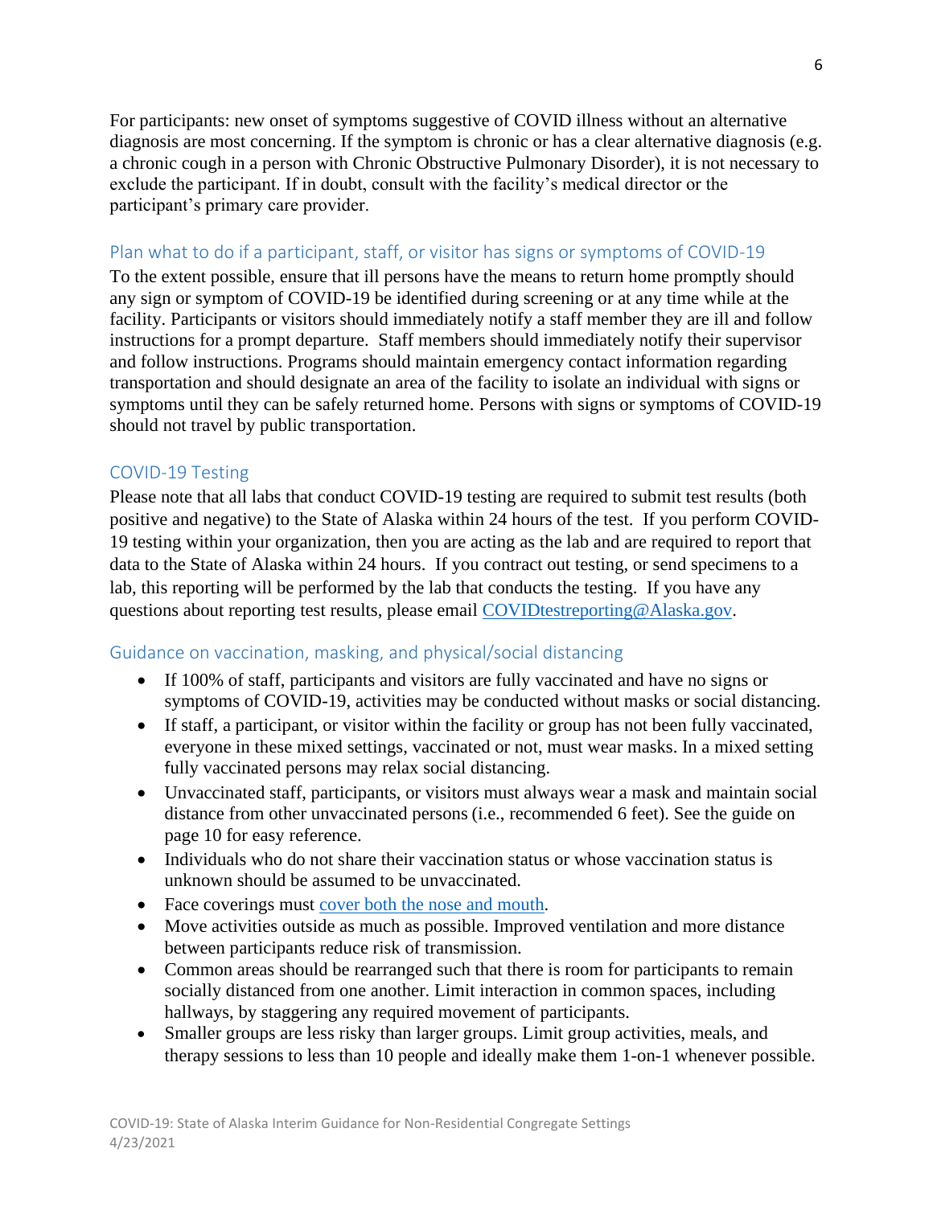For participants: new onset of symptoms suggestive of COVID illness without an alternative diagnosis are most concerning. If the symptom is chronic or has a clear alternative diagnosis (e.g. a chronic cough in a person with Chronic Obstructive Pulmonary Disorder), it is not necessary to exclude the participant. If in doubt, consult with the facility's medical director or the participant's primary care provider.

## Plan what to do if a participant, staff, or visitor has signs or symptoms of COVID-19

To the extent possible, ensure that ill persons have the means to return home promptly should any sign or symptom of COVID-19 be identified during screening or at any time while at the facility. Participants or visitors should immediately notify a staff member they are ill and follow instructions for a prompt departure. Staff members should immediately notify their supervisor and follow instructions. Programs should maintain emergency contact information regarding transportation and should designate an area of the facility to isolate an individual with signs or symptoms until they can be safely returned home. Persons with signs or symptoms of COVID-19 should not travel by public transportation.

## COVID-19 Testing

Please note that all labs that conduct COVID-19 testing are required to submit test results (both positive and negative) to the State of Alaska within 24 hours of the test. If you perform COVID-19 testing within your organization, then you are acting as the lab and are required to report that data to the State of Alaska within 24 hours. If you contract out testing, or send specimens to a lab, this reporting will be performed by the lab that conducts the testing. If you have any questions about reporting test results, please email COVIDtestreporting@Alaska.gov.

## Guidance on vaccination, masking, and physical/social distancing

- If 100% of staff, participants and visitors are fully vaccinated and have no signs or symptoms of COVID-19, activities may be conducted without masks or social distancing.
- If staff, a participant, or visitor within the facility or group has not been fully vaccinated, everyone in these mixed settings, vaccinated or not, must wear masks. In a mixed setting fully vaccinated persons may relax social distancing.
- Unvaccinated staff, participants, or visitors must always wear a mask and maintain social distance from other unvaccinated persons (i.e., recommended 6 feet). See the guide on page 10 for easy reference.
- Individuals who do not share their vaccination status or whose vaccination status is unknown should be assumed to be unvaccinated.
- Face coverings must cover both the nose and mouth.
- Move activities outside as much as possible. Improved ventilation and more distance between participants reduce risk of transmission.
- Common areas should be rearranged such that there is room for participants to remain socially distanced from one another. Limit interaction in common spaces, including hallways, by staggering any required movement of participants.
- Smaller groups are less risky than larger groups. Limit group activities, meals, and therapy sessions to less than 10 people and ideally make them 1-on-1 whenever possible.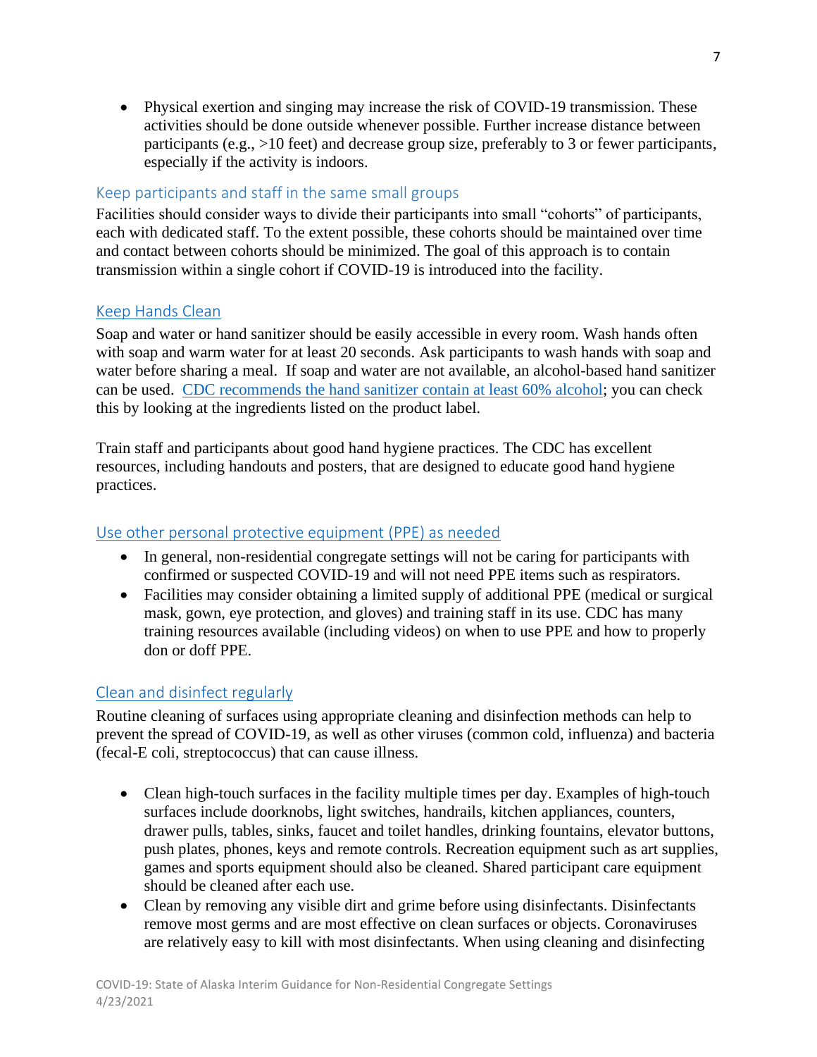- Physical exertion and singing may increase the risk of COVID-19 transmission. These activities should be done outside whenever possible. Further increase distance between participants (e.g., >10 feet) and decrease group size, preferably to 3 or fewer participants, especially if the activity is indoors.

## Keep participants and staff in the same small groups

Facilities should consider ways to divide their participants into small "cohorts" of participants, each with dedicated staff. To the extent possible, these cohorts should be maintained over time and contact between cohorts should be minimized. The goal of this approach is to contain transmission within a single cohort if COVID-19 is introduced into the facility.

## Keep Hands Clean

Soap and water or hand sanitizer should be easily accessible in every room. Wash hands often with soap and warm water for at least 20 seconds. Ask participants to wash hands with soap and water before sharing a meal. If soap and water are not available, an alcohol-based hand sanitizer can be used. CDC recommends the hand sanitizer contain at least 60% alcohol; you can check this by looking at the ingredients listed on the product label.

Train staff and participants about good hand hygiene practices. The CDC has excellent resources, including handouts and posters, that are designed to educate good hand hygiene practices.

## Use other personal protective equipment (PPE) as needed

- In general, non-residential congregate settings will not be caring for participants with confirmed or suspected COVID-19 and will not need PPE items such as respirators.
- Facilities may consider obtaining a limited supply of additional PPE (medical or surgical mask, gown, eye protection, and gloves) and training staff in its use. CDC has many training resources available (including videos) on when to use PPE and how to properly don or doff PPE.

## Clean and disinfect regularly

Routine cleaning of surfaces using appropriate cleaning and disinfection methods can help to prevent the spread of COVID-19, as well as other viruses (common cold, influenza) and bacteria (fecal-E coli, streptococcus) that can cause illness.

- Clean high-touch surfaces in the facility multiple times per day. Examples of high-touch surfaces include doorknobs, light switches, handrails, kitchen appliances, counters, drawer pulls, tables, sinks, faucet and toilet handles, drinking fountains, elevator buttons, push plates, phones, keys and remote controls. Recreation equipment such as art supplies, games and sports equipment should also be cleaned. Shared participant care equipment should be cleaned after each use.
- Clean by removing any visible dirt and grime before using disinfectants. Disinfectants remove most germs and are most effective on clean surfaces or objects. Coronaviruses are relatively easy to kill with most disinfectants. When using cleaning and disinfecting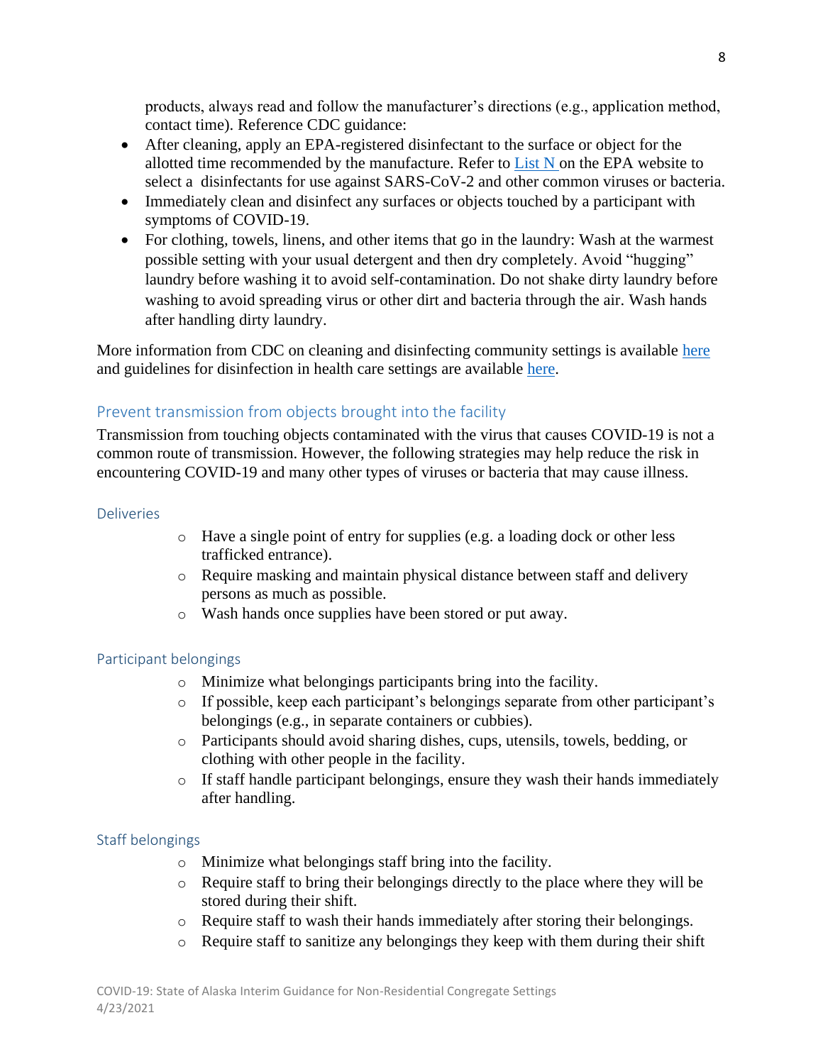products, always read and follow the manufacturer's directions (e.g., application method, contact time). Reference CDC guidance:

- After cleaning, apply an EPA-registered disinfectant to the surface or object for the allotted time recommended by the manufacture. Refer to [List N](#) on the EPA website to select a disinfectants for use against SARS-CoV-2 and other common viruses or bacteria.
- Immediately clean and disinfect any surfaces or objects touched by a participant with symptoms of COVID-19.
- For clothing, towels, linens, and other items that go in the laundry: Wash at the warmest possible setting with your usual detergent and then dry completely. Avoid "hugging" laundry before washing it to avoid self-contamination. Do not shake dirty laundry before washing to avoid spreading virus or other dirt and bacteria through the air. Wash hands after handling dirty laundry.

More information from CDC on cleaning and disinfecting community settings is available [here](#) and guidelines for disinfection in health care settings are available [here](#).

## Prevent transmission from objects brought into the facility

Transmission from touching objects contaminated with the virus that causes COVID-19 is not a common route of transmission. However, the following strategies may help reduce the risk in encountering COVID-19 and many other types of viruses or bacteria that may cause illness.

### Deliveries

- Have a single point of entry for supplies (e.g. a loading dock or other less trafficked entrance).
- Require masking and maintain physical distance between staff and delivery persons as much as possible.
- Wash hands once supplies have been stored or put away.

### Participant belongings

- Minimize what belongings participants bring into the facility.
- If possible, keep each participant's belongings separate from other participant's belongings (e.g., in separate containers or cubbies).
- Participants should avoid sharing dishes, cups, utensils, towels, bedding, or clothing with other people in the facility.
- If staff handle participant belongings, ensure they wash their hands immediately after handling.

### Staff belongings

- Minimize what belongings staff bring into the facility.
- Require staff to bring their belongings directly to the place where they will be stored during their shift.
- Require staff to wash their hands immediately after storing their belongings.
- Require staff to sanitize any belongings they keep with them during their shift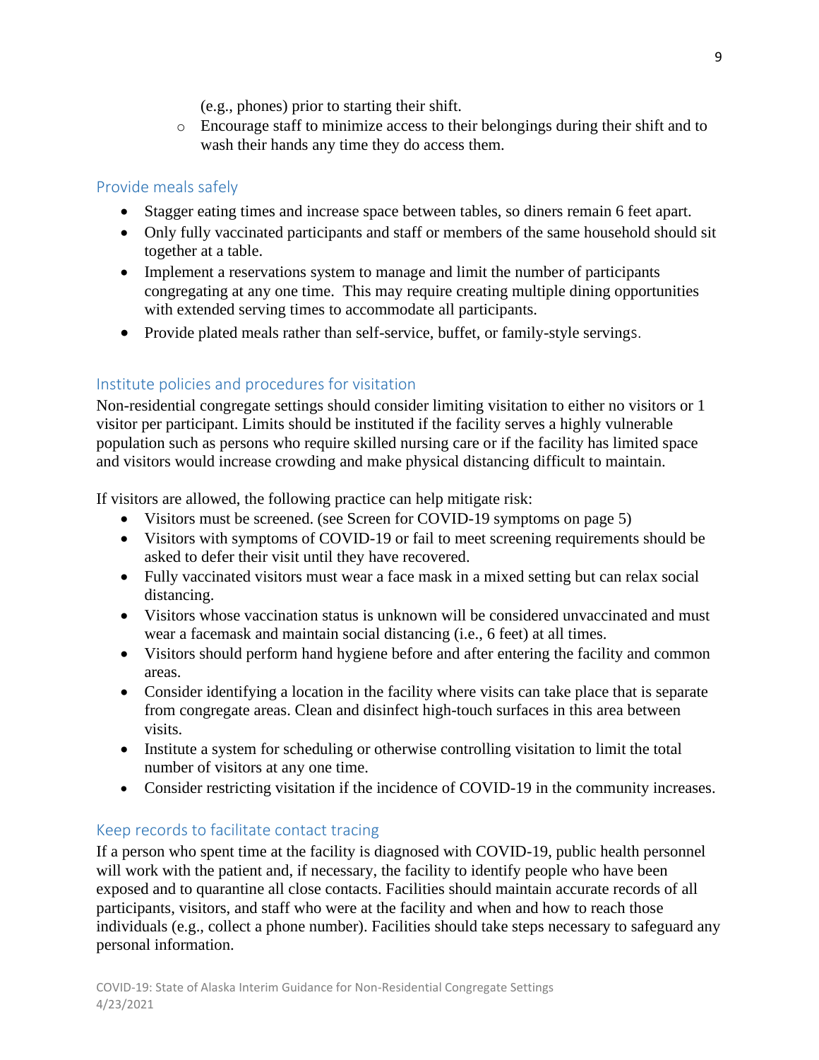- (e.g., phones) prior to starting their shift.
  - Encourage staff to minimize access to their belongings during their shift and to wash their hands any time they do access them.

## Provide meals safely

- Stagger eating times and increase space between tables, so diners remain 6 feet apart.
- Only fully vaccinated participants and staff or members of the same household should sit together at a table.
- Implement a reservations system to manage and limit the number of participants congregating at any one time. This may require creating multiple dining opportunities with extended serving times to accommodate all participants.
- Provide plated meals rather than self-service, buffet, or family-style servings.

## Institute policies and procedures for visitation

Non-residential congregate settings should consider limiting visitation to either no visitors or 1 visitor per participant. Limits should be instituted if the facility serves a highly vulnerable population such as persons who require skilled nursing care or if the facility has limited space and visitors would increase crowding and make physical distancing difficult to maintain.

If visitors are allowed, the following practice can help mitigate risk:

- Visitors must be screened. (see Screen for COVID-19 symptoms on page 5)
- Visitors with symptoms of COVID-19 or fail to meet screening requirements should be asked to defer their visit until they have recovered.
- Fully vaccinated visitors must wear a face mask in a mixed setting but can relax social distancing.
- Visitors whose vaccination status is unknown will be considered unvaccinated and must wear a facemask and maintain social distancing (i.e., 6 feet) at all times.
- Visitors should perform hand hygiene before and after entering the facility and common areas.
- Consider identifying a location in the facility where visits can take place that is separate from congregate areas. Clean and disinfect high-touch surfaces in this area between visits.
- Institute a system for scheduling or otherwise controlling visitation to limit the total number of visitors at any one time.
- Consider restricting visitation if the incidence of COVID-19 in the community increases.

## Keep records to facilitate contact tracing

If a person who spent time at the facility is diagnosed with COVID-19, public health personnel will work with the patient and, if necessary, the facility to identify people who have been exposed and to quarantine all close contacts. Facilities should maintain accurate records of all participants, visitors, and staff who were at the facility and when and how to reach those individuals (e.g., collect a phone number). Facilities should take steps necessary to safeguard any personal information.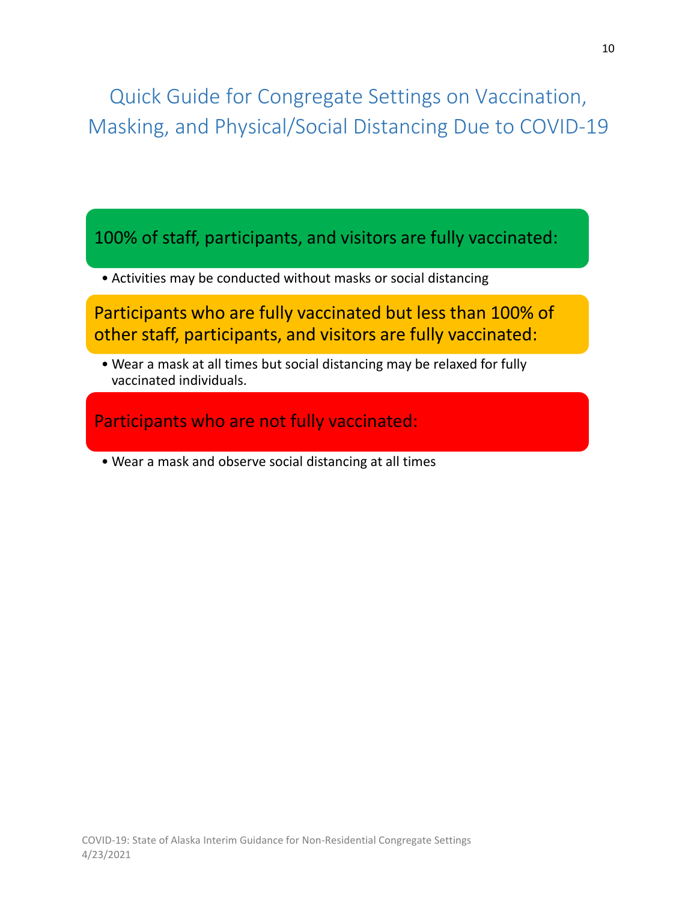# Quick Guide for Congregate Settings on Vaccination, Masking, and Physical/Social Distancing Due to COVID-19

## 100% of staff, participants, and visitors are fully vaccinated:

- Activities may be conducted without masks or social distancing

## Participants who are fully vaccinated but less than 100% of other staff, participants, and visitors are fully vaccinated:

- Wear a mask at all times but social distancing may be relaxed for fully vaccinated individuals.

## Participants who are not fully vaccinated:

- Wear a mask and observe social distancing at all times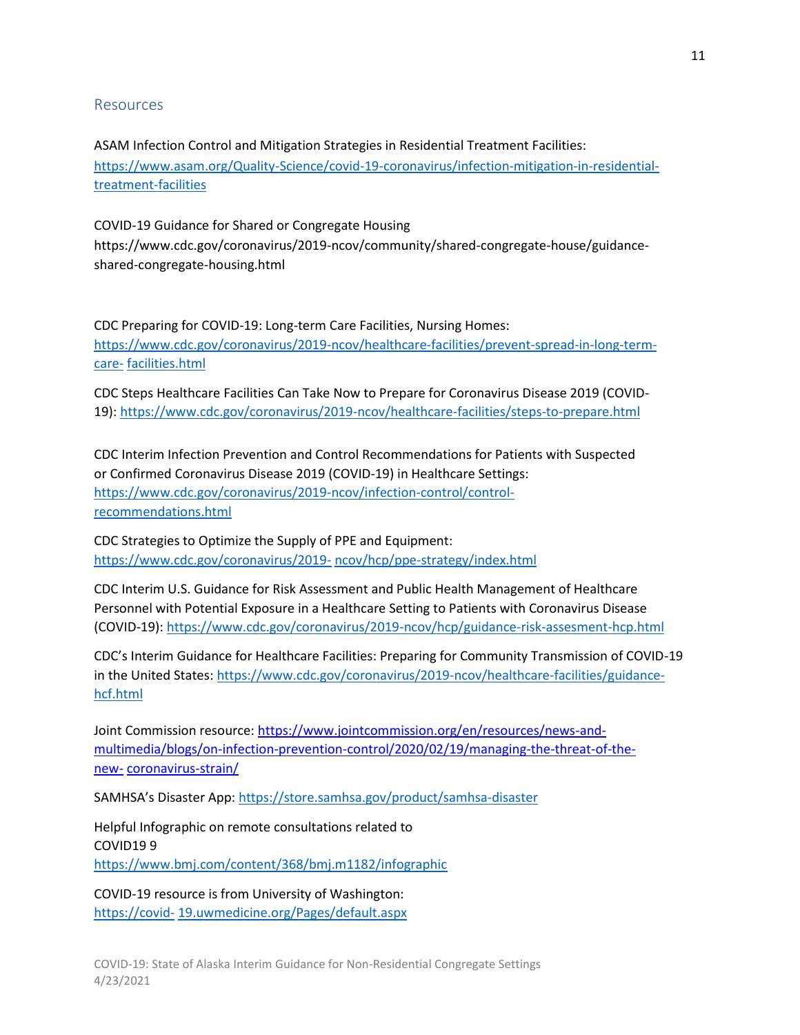## Resources

ASAM Infection Control and Mitigation Strategies in Residential Treatment Facilities:
https://www.asam.org/Quality-Science/covid-19-coronavirus/infection-mitigation-in-residential-treatment-facilities

COVID-19 Guidance for Shared or Congregate Housing
https://www.cdc.gov/coronavirus/2019-ncov/community/shared-congregate-house/guidance-shared-congregate-housing.html

CDC Preparing for COVID-19: Long-term Care Facilities, Nursing Homes:
https://www.cdc.gov/coronavirus/2019-ncov/healthcare-facilities/prevent-spread-in-long-term-care- facilities.html

CDC Steps Healthcare Facilities Can Take Now to Prepare for Coronavirus Disease 2019 (COVID-19): https://www.cdc.gov/coronavirus/2019-ncov/healthcare-facilities/steps-to-prepare.html

CDC Interim Infection Prevention and Control Recommendations for Patients with Suspected or Confirmed Coronavirus Disease 2019 (COVID-19) in Healthcare Settings:
https://www.cdc.gov/coronavirus/2019-ncov/infection-control/control-recommendations.html

CDC Strategies to Optimize the Supply of PPE and Equipment:
https://www.cdc.gov/coronavirus/2019- ncov/hcp/ppe-strategy/index.html

CDC Interim U.S. Guidance for Risk Assessment and Public Health Management of Healthcare Personnel with Potential Exposure in a Healthcare Setting to Patients with Coronavirus Disease (COVID-19): https://www.cdc.gov/coronavirus/2019-ncov/hcp/guidance-risk-assesment-hcp.html

CDC's Interim Guidance for Healthcare Facilities: Preparing for Community Transmission of COVID-19 in the United States: https://www.cdc.gov/coronavirus/2019-ncov/healthcare-facilities/guidance-hcf.html

Joint Commission resource: https://www.jointcommission.org/en/resources/news-and-multimedia/blogs/on-infection-prevention-control/2020/02/19/managing-the-threat-of-the-new- coronavirus-strain/

SAMHSA's Disaster App: https://store.samhsa.gov/product/samhsa-disaster

Helpful Infographic on remote consultations related to
COVID19 9
https://www.bmj.com/content/368/bmj.m1182/infographic

COVID-19 resource is from University of Washington:
https://covid- 19.uwmedicine.org/Pages/default.aspx